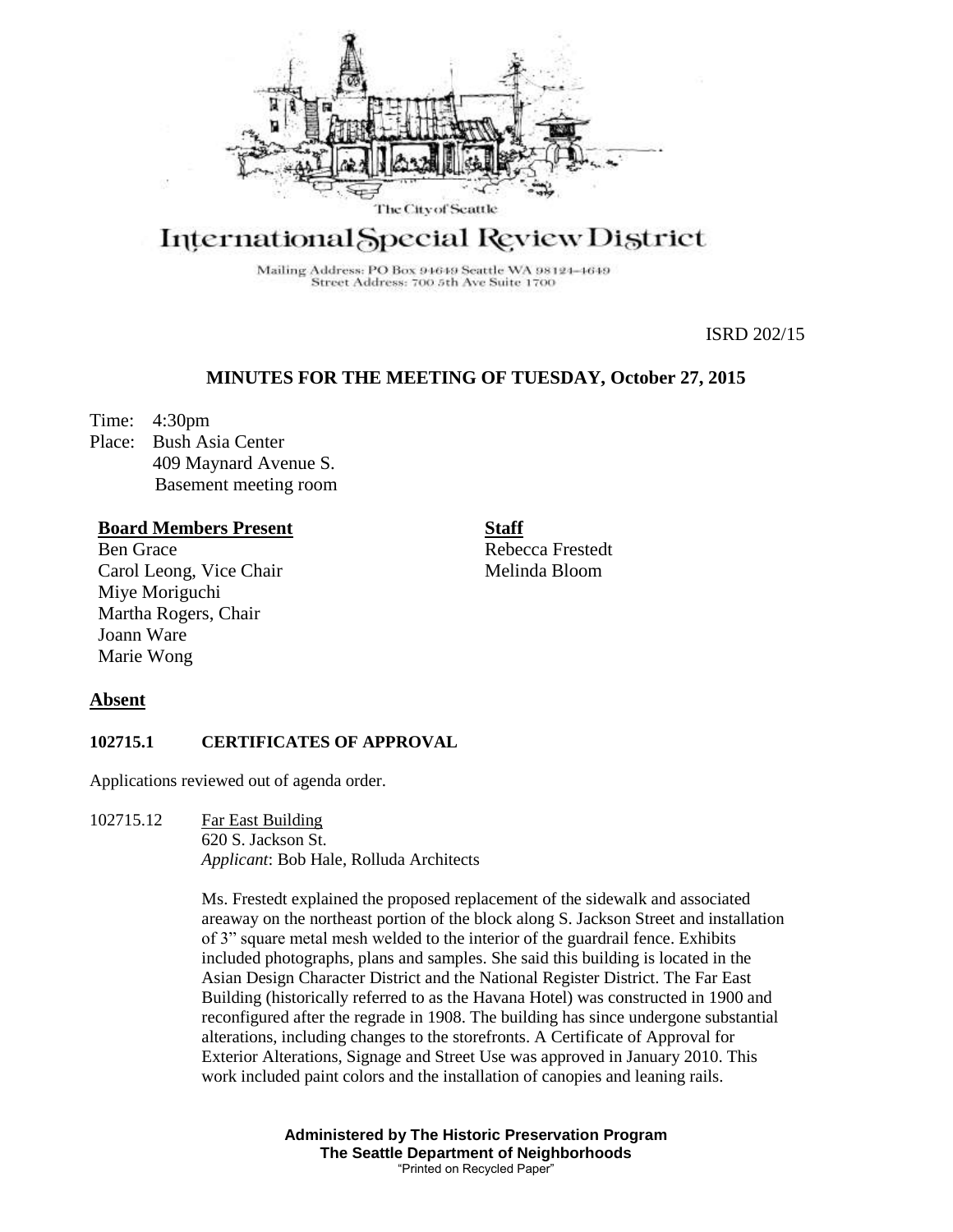The City of Seattle

# International Special Review District

Mailing Address: PO Box 94649 Seattle WA 98124-4649
Street Address: 700 5th Ave Suite 1700

ISRD 202/15

## MINUTES FOR THE MEETING OF TUESDAY, October 27, 2015

Time: 4:30pm
Place: Bush Asia Center
409 Maynard Avenue S.
Basement meeting room

**Board Members Present**
Ben Grace
Carol Leong, Vice Chair
Miye Moriguchi
Martha Rogers, Chair
Joann Ware
Marie Wong

**Staff**
Rebecca Frestedt
Melinda Bloom

**Absent**

**102715.1 CERTIFICATES OF APPROVAL**

Applications reviewed out of agenda order.

102715.12 Far East Building
620 S. Jackson St.
*Applicant*: Bob Hale, Rolluda Architects

Ms. Frestedt explained the proposed replacement of the sidewalk and associated areaway on the northeast portion of the block along S. Jackson Street and installation of 3" square metal mesh welded to the interior of the guardrail fence. Exhibits included photographs, plans and samples. She said this building is located in the Asian Design Character District and the National Register District. The Far East Building (historically referred to as the Havana Hotel) was constructed in 1900 and reconfigured after the regrade in 1908. The building has since undergone substantial alterations, including changes to the storefronts. A Certificate of Approval for Exterior Alterations, Signage and Street Use was approved in January 2010. This work included paint colors and the installation of canopies and leaning rails.

**Administered by The Historic Preservation Program**
**The Seattle Department of Neighborhoods**
"Printed on Recycled Paper"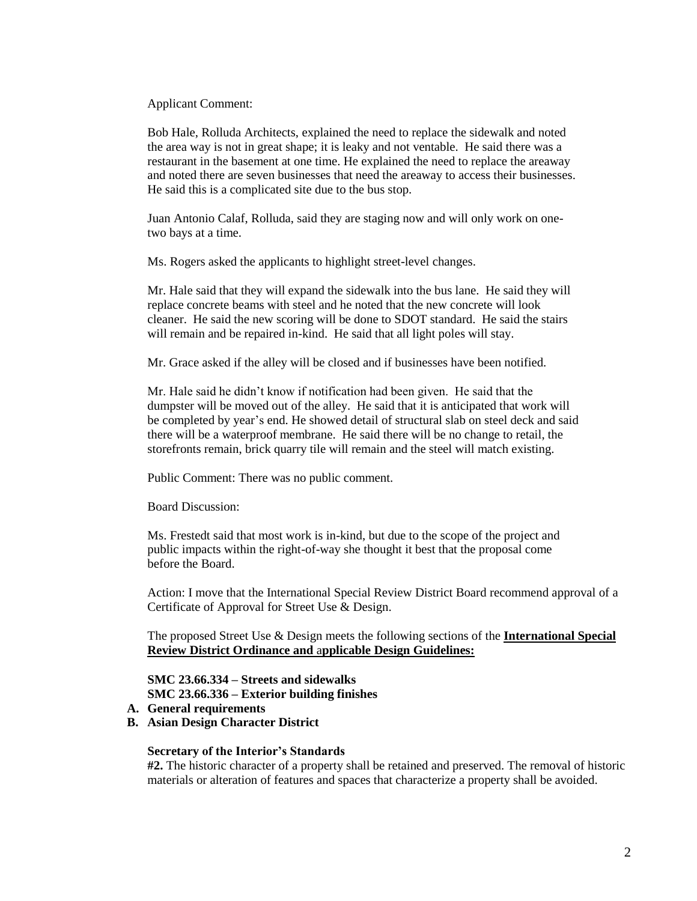Applicant Comment:

Bob Hale, Rolluda Architects, explained the need to replace the sidewalk and noted the area way is not in great shape; it is leaky and not ventable. He said there was a restaurant in the basement at one time. He explained the need to replace the areaway and noted there are seven businesses that need the areaway to access their businesses. He said this is a complicated site due to the bus stop.

Juan Antonio Calaf, Rolluda, said they are staging now and will only work on one-two bays at a time.

Ms. Rogers asked the applicants to highlight street-level changes.

Mr. Hale said that they will expand the sidewalk into the bus lane. He said they will replace concrete beams with steel and he noted that the new concrete will look cleaner. He said the new scoring will be done to SDOT standard. He said the stairs will remain and be repaired in-kind. He said that all light poles will stay.

Mr. Grace asked if the alley will be closed and if businesses have been notified.

Mr. Hale said he didn't know if notification had been given. He said that the dumpster will be moved out of the alley. He said that it is anticipated that work will be completed by year's end. He showed detail of structural slab on steel deck and said there will be a waterproof membrane. He said there will be no change to retail, the storefronts remain, brick quarry tile will remain and the steel will match existing.

Public Comment: There was no public comment.

Board Discussion:

Ms. Frestedt said that most work is in-kind, but due to the scope of the project and public impacts within the right-of-way she thought it best that the proposal come before the Board.

Action: I move that the International Special Review District Board recommend approval of a Certificate of Approval for Street Use & Design.

The proposed Street Use & Design meets the following sections of the **International Special Review District Ordinance and applicable Design Guidelines:**

**SMC 23.66.334 – Streets and sidewalks**
**SMC 23.66.336 – Exterior building finishes**

**A. General requirements**
**B. Asian Design Character District**

**Secretary of the Interior's Standards**

**#2.** The historic character of a property shall be retained and preserved. The removal of historic materials or alteration of features and spaces that characterize a property shall be avoided.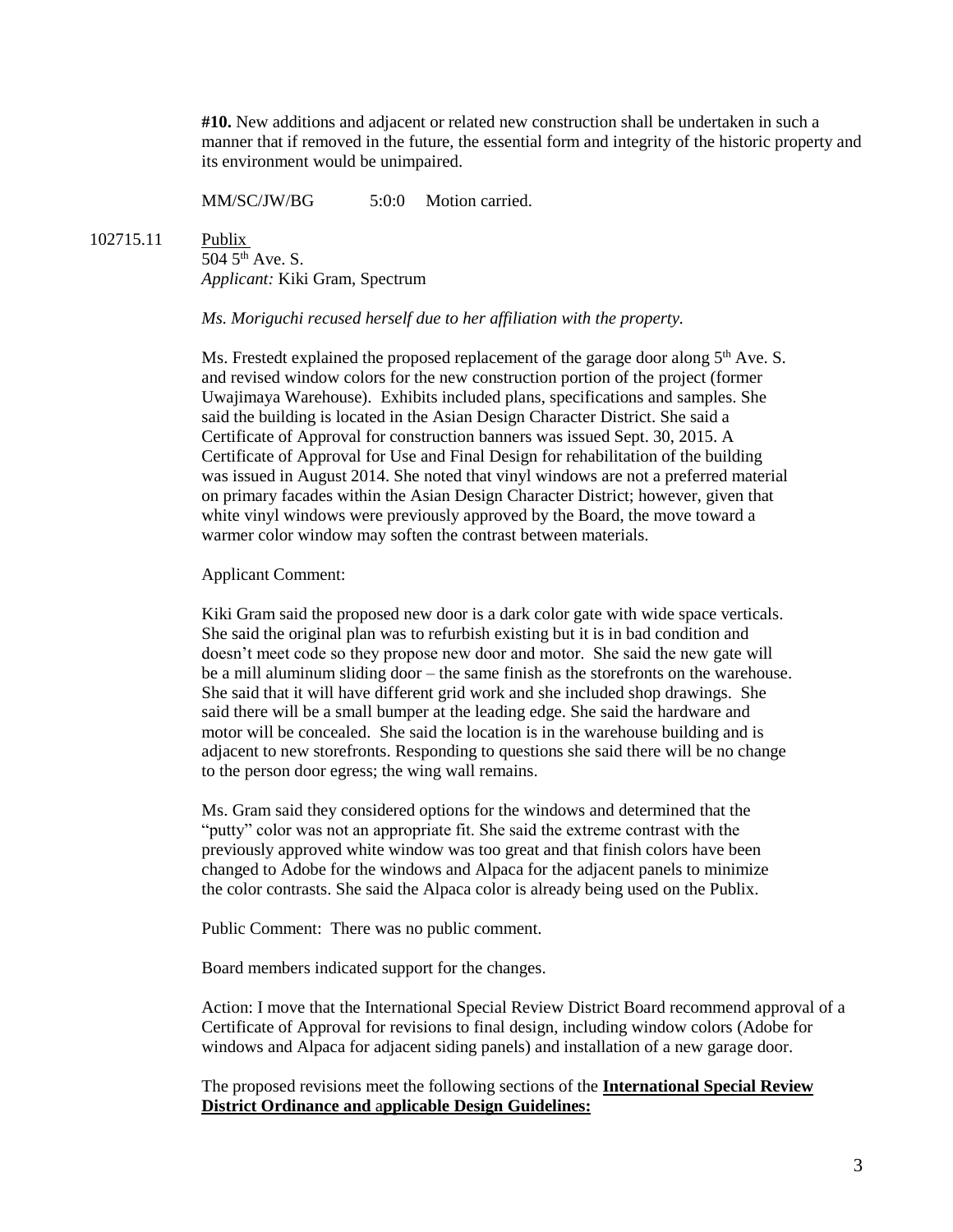**#10.** New additions and adjacent or related new construction shall be undertaken in such a manner that if removed in the future, the essential form and integrity of the historic property and its environment would be unimpaired.

MM/SC/JW/BG 5:0:0 Motion carried.

102715.11 Publix
504 5th Ave. S.
*Applicant:* Kiki Gram, Spectrum

*Ms. Moriguchi recused herself due to her affiliation with the property.*

Ms. Frestedt explained the proposed replacement of the garage door along 5th Ave. S. and revised window colors for the new construction portion of the project (former Uwajimaya Warehouse). Exhibits included plans, specifications and samples. She said the building is located in the Asian Design Character District. She said a Certificate of Approval for construction banners was issued Sept. 30, 2015. A Certificate of Approval for Use and Final Design for rehabilitation of the building was issued in August 2014. She noted that vinyl windows are not a preferred material on primary facades within the Asian Design Character District; however, given that white vinyl windows were previously approved by the Board, the move toward a warmer color window may soften the contrast between materials.

Applicant Comment:

Kiki Gram said the proposed new door is a dark color gate with wide space verticals. She said the original plan was to refurbish existing but it is in bad condition and doesn't meet code so they propose new door and motor. She said the new gate will be a mill aluminum sliding door – the same finish as the storefronts on the warehouse. She said that it will have different grid work and she included shop drawings. She said there will be a small bumper at the leading edge. She said the hardware and motor will be concealed. She said the location is in the warehouse building and is adjacent to new storefronts. Responding to questions she said there will be no change to the person door egress; the wing wall remains.

Ms. Gram said they considered options for the windows and determined that the "putty" color was not an appropriate fit. She said the extreme contrast with the previously approved white window was too great and that finish colors have been changed to Adobe for the windows and Alpaca for the adjacent panels to minimize the color contrasts. She said the Alpaca color is already being used on the Publix.

Public Comment: There was no public comment.

Board members indicated support for the changes.

Action: I move that the International Special Review District Board recommend approval of a Certificate of Approval for revisions to final design, including window colors (Adobe for windows and Alpaca for adjacent siding panels) and installation of a new garage door.

The proposed revisions meet the following sections of the **International Special Review District Ordinance and applicable Design Guidelines:**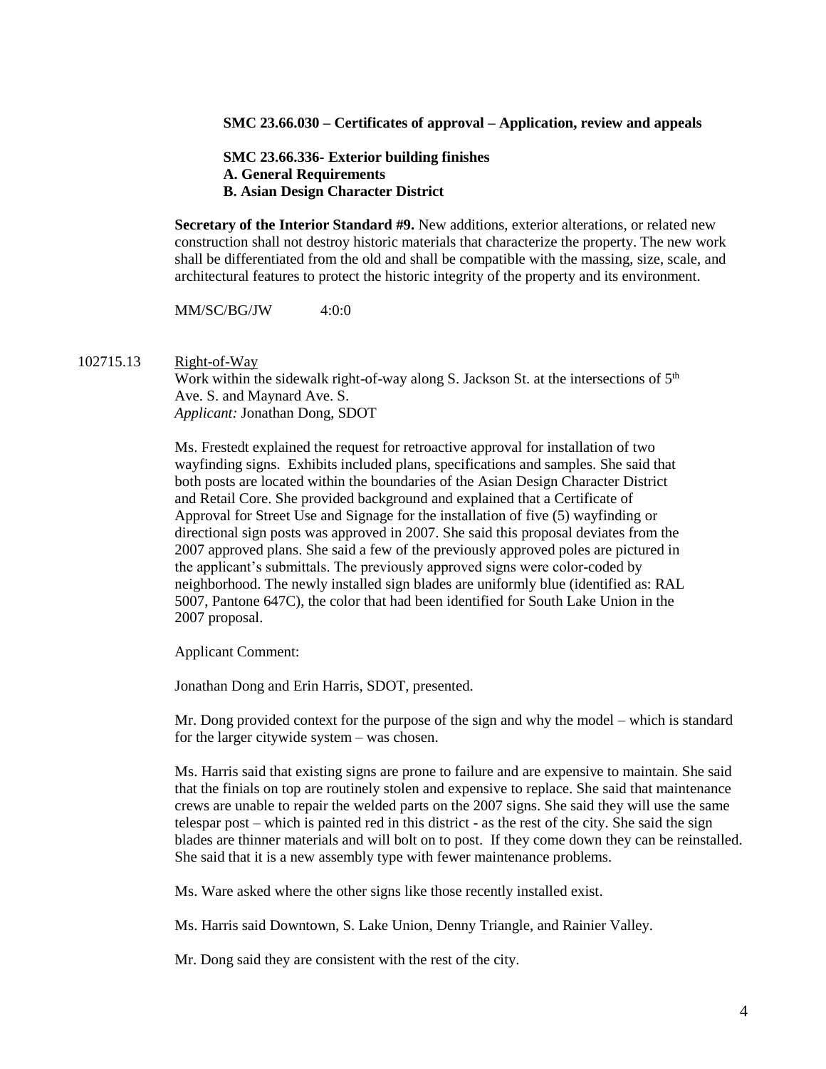**SMC 23.66.030 – Certificates of approval – Application, review and appeals**

**SMC 23.66.336- Exterior building finishes**
**A. General Requirements**
**B. Asian Design Character District**

**Secretary of the Interior Standard #9.** New additions, exterior alterations, or related new construction shall not destroy historic materials that characterize the property. The new work shall be differentiated from the old and shall be compatible with the massing, size, scale, and architectural features to protect the historic integrity of the property and its environment.

MM/SC/BG/JW 4:0:0

102715.13 Right-of-Way

Work within the sidewalk right-of-way along S. Jackson St. at the intersections of 5th Ave. S. and Maynard Ave. S.

*Applicant:* Jonathan Dong, SDOT

Ms. Frestedt explained the request for retroactive approval for installation of two wayfinding signs. Exhibits included plans, specifications and samples. She said that both posts are located within the boundaries of the Asian Design Character District and Retail Core. She provided background and explained that a Certificate of Approval for Street Use and Signage for the installation of five (5) wayfinding or directional sign posts was approved in 2007. She said this proposal deviates from the 2007 approved plans. She said a few of the previously approved poles are pictured in the applicant's submittals. The previously approved signs were color-coded by neighborhood. The newly installed sign blades are uniformly blue (identified as: RAL 5007, Pantone 647C), the color that had been identified for South Lake Union in the 2007 proposal.

Applicant Comment:

Jonathan Dong and Erin Harris, SDOT, presented.

Mr. Dong provided context for the purpose of the sign and why the model – which is standard for the larger citywide system – was chosen.

Ms. Harris said that existing signs are prone to failure and are expensive to maintain. She said that the finials on top are routinely stolen and expensive to replace. She said that maintenance crews are unable to repair the welded parts on the 2007 signs. She said they will use the same telespar post – which is painted red in this district - as the rest of the city. She said the sign blades are thinner materials and will bolt on to post. If they come down they can be reinstalled. She said that it is a new assembly type with fewer maintenance problems.

Ms. Ware asked where the other signs like those recently installed exist.

Ms. Harris said Downtown, S. Lake Union, Denny Triangle, and Rainier Valley.

Mr. Dong said they are consistent with the rest of the city.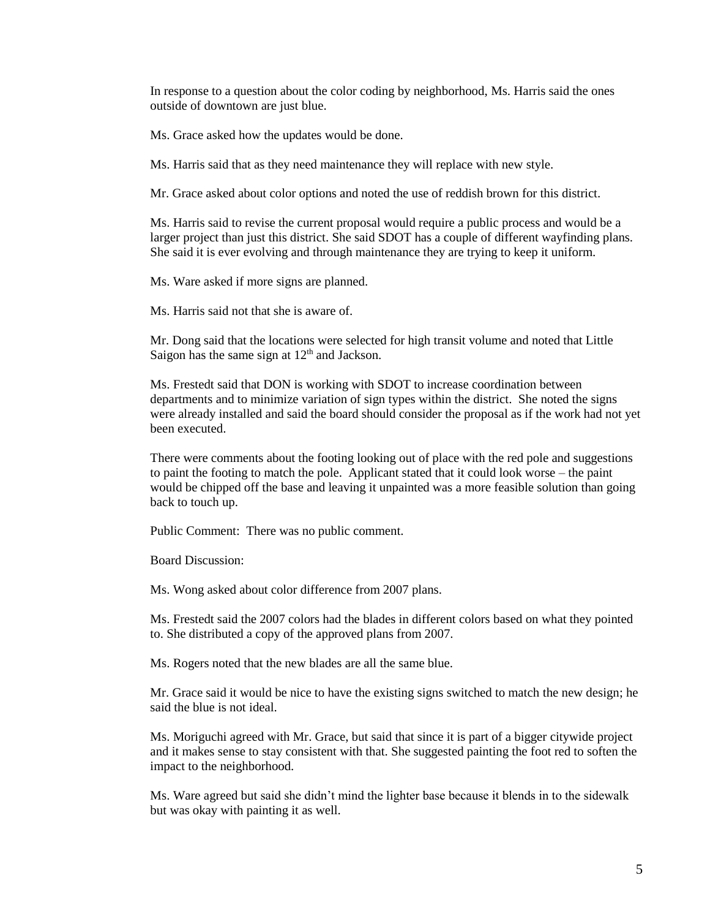In response to a question about the color coding by neighborhood, Ms. Harris said the ones outside of downtown are just blue.

Ms. Grace asked how the updates would be done.

Ms. Harris said that as they need maintenance they will replace with new style.

Mr. Grace asked about color options and noted the use of reddish brown for this district.

Ms. Harris said to revise the current proposal would require a public process and would be a larger project than just this district. She said SDOT has a couple of different wayfinding plans. She said it is ever evolving and through maintenance they are trying to keep it uniform.

Ms. Ware asked if more signs are planned.

Ms. Harris said not that she is aware of.

Mr. Dong said that the locations were selected for high transit volume and noted that Little Saigon has the same sign at 12th and Jackson.

Ms. Frestedt said that DON is working with SDOT to increase coordination between departments and to minimize variation of sign types within the district. She noted the signs were already installed and said the board should consider the proposal as if the work had not yet been executed.

There were comments about the footing looking out of place with the red pole and suggestions to paint the footing to match the pole. Applicant stated that it could look worse – the paint would be chipped off the base and leaving it unpainted was a more feasible solution than going back to touch up.

Public Comment: There was no public comment.

Board Discussion:

Ms. Wong asked about color difference from 2007 plans.

Ms. Frestedt said the 2007 colors had the blades in different colors based on what they pointed to. She distributed a copy of the approved plans from 2007.

Ms. Rogers noted that the new blades are all the same blue.

Mr. Grace said it would be nice to have the existing signs switched to match the new design; he said the blue is not ideal.

Ms. Moriguchi agreed with Mr. Grace, but said that since it is part of a bigger citywide project and it makes sense to stay consistent with that. She suggested painting the foot red to soften the impact to the neighborhood.

Ms. Ware agreed but said she didn't mind the lighter base because it blends in to the sidewalk but was okay with painting it as well.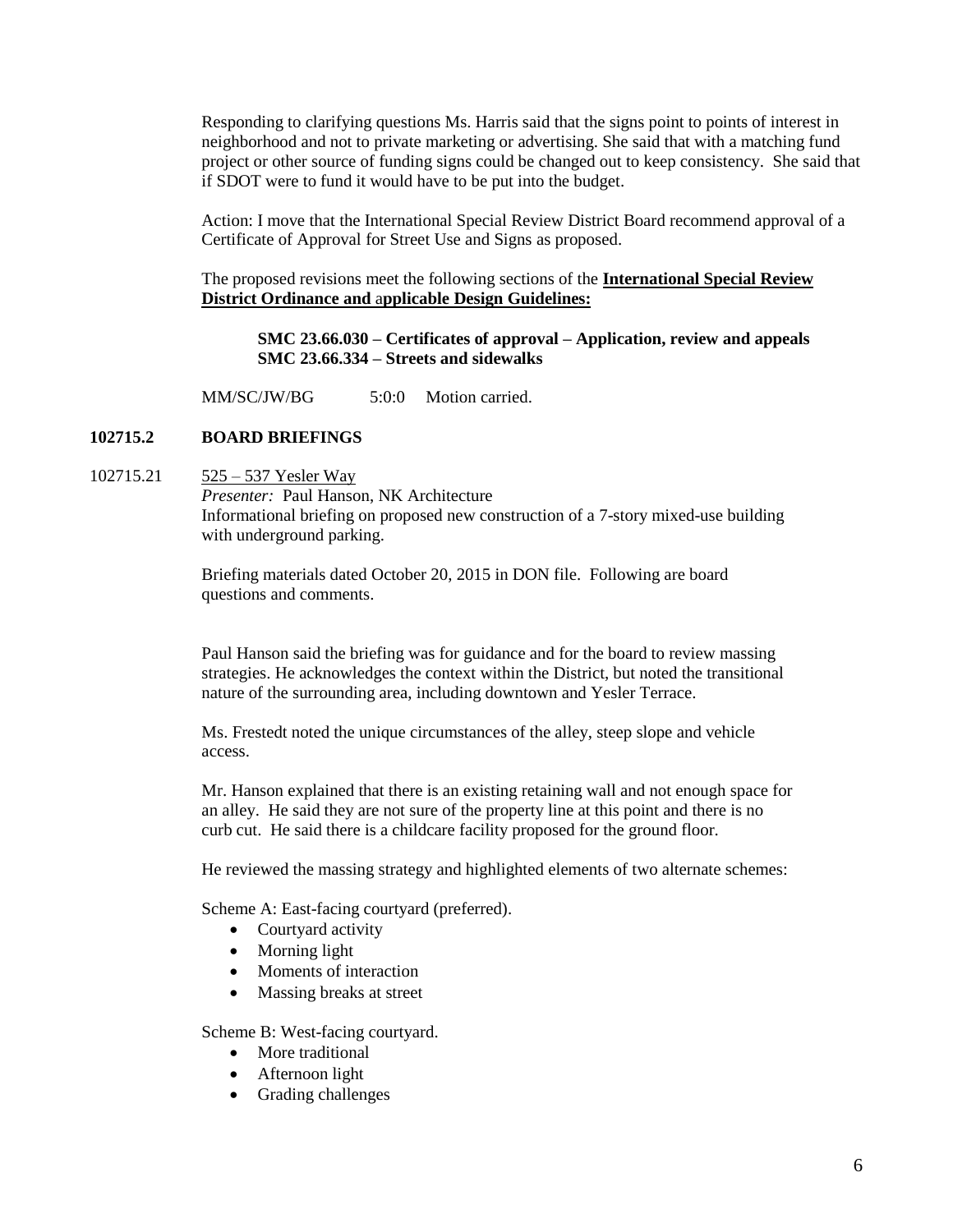Responding to clarifying questions Ms. Harris said that the signs point to points of interest in neighborhood and not to private marketing or advertising. She said that with a matching fund project or other source of funding signs could be changed out to keep consistency. She said that if SDOT were to fund it would have to be put into the budget.

Action: I move that the International Special Review District Board recommend approval of a Certificate of Approval for Street Use and Signs as proposed.

The proposed revisions meet the following sections of the **International Special Review District Ordinance and applicable Design Guidelines:**

**SMC 23.66.030 – Certificates of approval – Application, review and appeals**
**SMC 23.66.334 – Streets and sidewalks**

MM/SC/JW/BG 5:0:0 Motion carried.

## 102715.2 BOARD BRIEFINGS

102715.21 525 – 537 Yesler Way

*Presenter:* Paul Hanson, NK Architecture
Informational briefing on proposed new construction of a 7-story mixed-use building with underground parking.

Briefing materials dated October 20, 2015 in DON file. Following are board questions and comments.

Paul Hanson said the briefing was for guidance and for the board to review massing strategies. He acknowledges the context within the District, but noted the transitional nature of the surrounding area, including downtown and Yesler Terrace.

Ms. Frestedt noted the unique circumstances of the alley, steep slope and vehicle access.

Mr. Hanson explained that there is an existing retaining wall and not enough space for an alley. He said they are not sure of the property line at this point and there is no curb cut. He said there is a childcare facility proposed for the ground floor.

He reviewed the massing strategy and highlighted elements of two alternate schemes:

Scheme A: East-facing courtyard (preferred).

- Courtyard activity
- Morning light
- Moments of interaction
- Massing breaks at street

Scheme B: West-facing courtyard.

- More traditional
- Afternoon light
- Grading challenges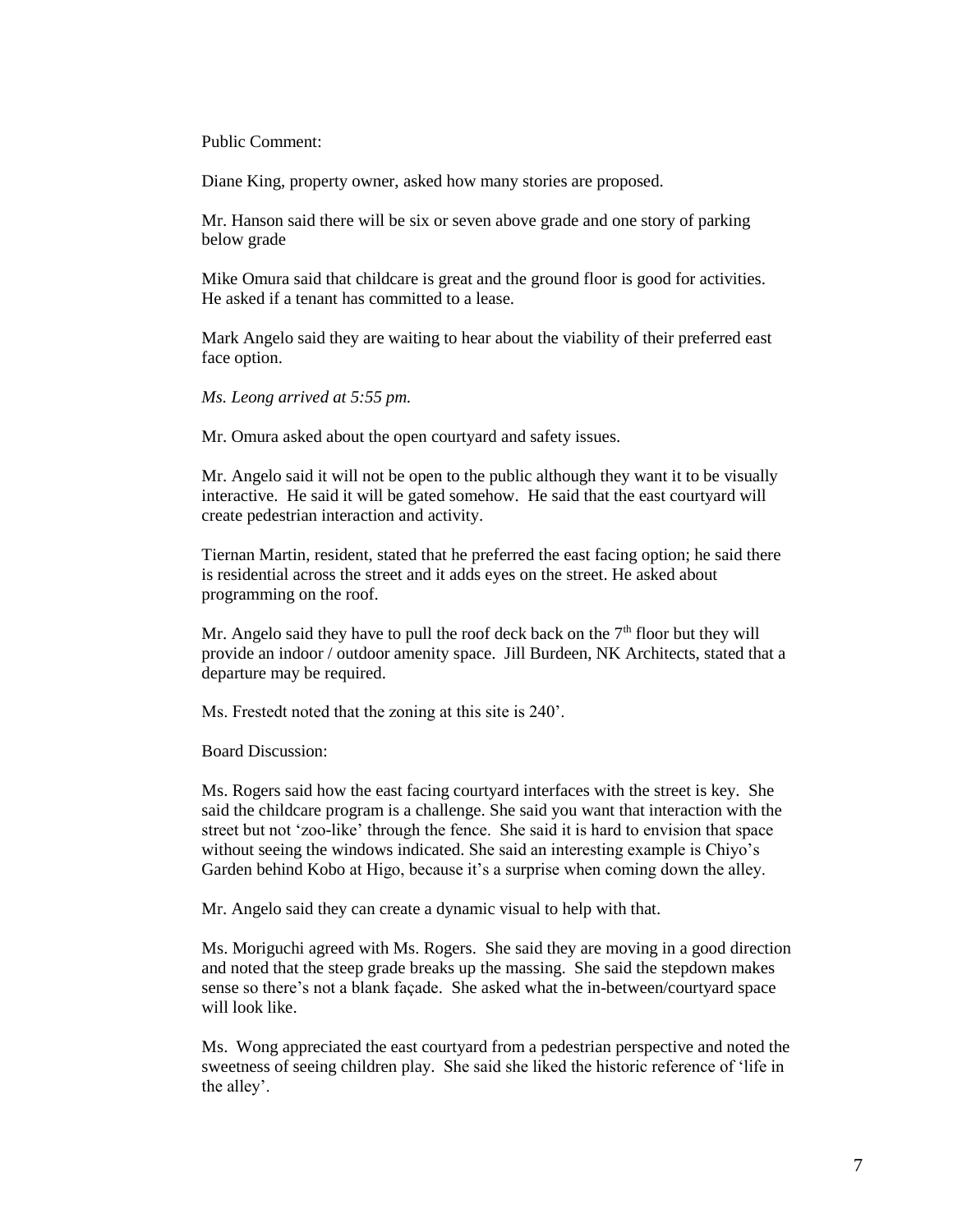Public Comment:

Diane King, property owner, asked how many stories are proposed.

Mr. Hanson said there will be six or seven above grade and one story of parking below grade

Mike Omura said that childcare is great and the ground floor is good for activities. He asked if a tenant has committed to a lease.

Mark Angelo said they are waiting to hear about the viability of their preferred east face option.

*Ms. Leong arrived at 5:55 pm.*

Mr. Omura asked about the open courtyard and safety issues.

Mr. Angelo said it will not be open to the public although they want it to be visually interactive. He said it will be gated somehow. He said that the east courtyard will create pedestrian interaction and activity.

Tiernan Martin, resident, stated that he preferred the east facing option; he said there is residential across the street and it adds eyes on the street. He asked about programming on the roof.

Mr. Angelo said they have to pull the roof deck back on the 7th floor but they will provide an indoor / outdoor amenity space. Jill Burdeen, NK Architects, stated that a departure may be required.

Ms. Frestedt noted that the zoning at this site is 240'.

Board Discussion:

Ms. Rogers said how the east facing courtyard interfaces with the street is key. She said the childcare program is a challenge. She said you want that interaction with the street but not 'zoo-like' through the fence. She said it is hard to envision that space without seeing the windows indicated. She said an interesting example is Chiyo's Garden behind Kobo at Higo, because it's a surprise when coming down the alley.

Mr. Angelo said they can create a dynamic visual to help with that.

Ms. Moriguchi agreed with Ms. Rogers. She said they are moving in a good direction and noted that the steep grade breaks up the massing. She said the stepdown makes sense so there's not a blank façade. She asked what the in-between/courtyard space will look like.

Ms. Wong appreciated the east courtyard from a pedestrian perspective and noted the sweetness of seeing children play. She said she liked the historic reference of 'life in the alley'.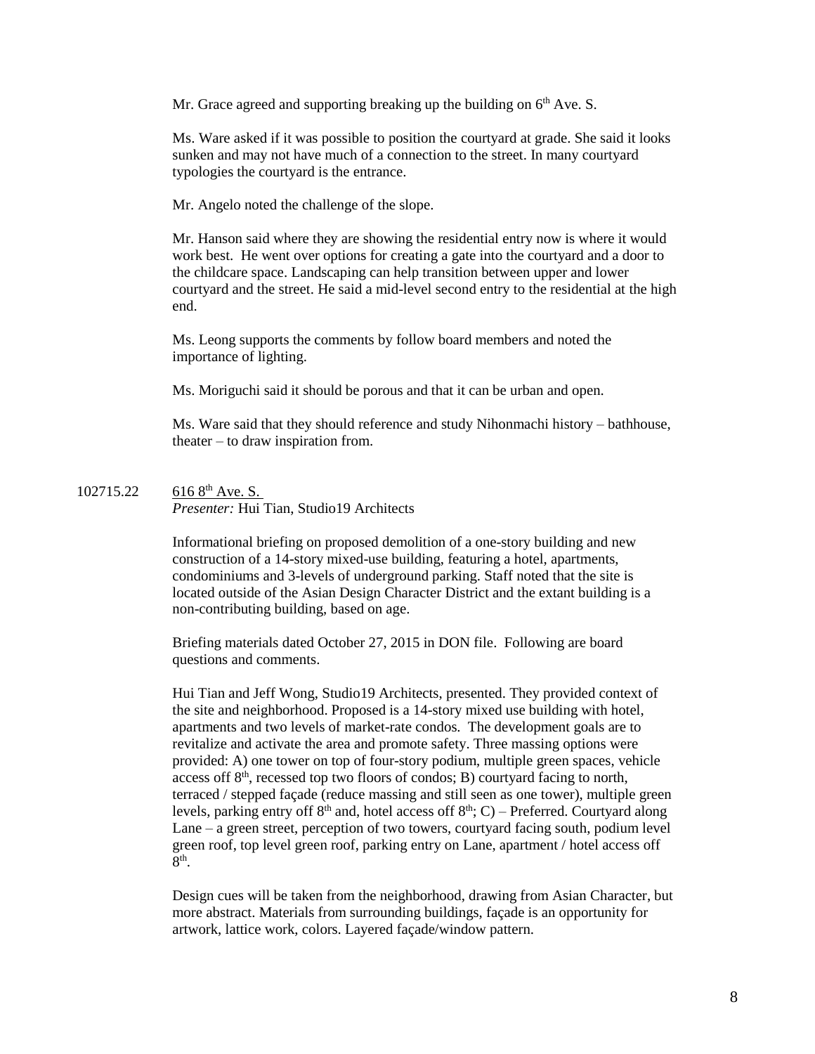Mr. Grace agreed and supporting breaking up the building on 6th Ave. S.

Ms. Ware asked if it was possible to position the courtyard at grade. She said it looks sunken and may not have much of a connection to the street. In many courtyard typologies the courtyard is the entrance.

Mr. Angelo noted the challenge of the slope.

Mr. Hanson said where they are showing the residential entry now is where it would work best. He went over options for creating a gate into the courtyard and a door to the childcare space. Landscaping can help transition between upper and lower courtyard and the street. He said a mid-level second entry to the residential at the high end.

Ms. Leong supports the comments by follow board members and noted the importance of lighting.

Ms. Moriguchi said it should be porous and that it can be urban and open.

Ms. Ware said that they should reference and study Nihonmachi history – bathhouse, theater – to draw inspiration from.

102715.22 616 8th Ave. S.

*Presenter:* Hui Tian, Studio19 Architects

Informational briefing on proposed demolition of a one-story building and new construction of a 14-story mixed-use building, featuring a hotel, apartments, condominiums and 3-levels of underground parking. Staff noted that the site is located outside of the Asian Design Character District and the extant building is a non-contributing building, based on age.

Briefing materials dated October 27, 2015 in DON file. Following are board questions and comments.

Hui Tian and Jeff Wong, Studio19 Architects, presented. They provided context of the site and neighborhood. Proposed is a 14-story mixed use building with hotel, apartments and two levels of market-rate condos. The development goals are to revitalize and activate the area and promote safety. Three massing options were provided: A) one tower on top of four-story podium, multiple green spaces, vehicle access off 8th, recessed top two floors of condos; B) courtyard facing to north, terraced / stepped façade (reduce massing and still seen as one tower), multiple green levels, parking entry off 8th and, hotel access off 8th; C) – Preferred. Courtyard along Lane – a green street, perception of two towers, courtyard facing south, podium level green roof, top level green roof, parking entry on Lane, apartment / hotel access off 8th.

Design cues will be taken from the neighborhood, drawing from Asian Character, but more abstract. Materials from surrounding buildings, façade is an opportunity for artwork, lattice work, colors. Layered façade/window pattern.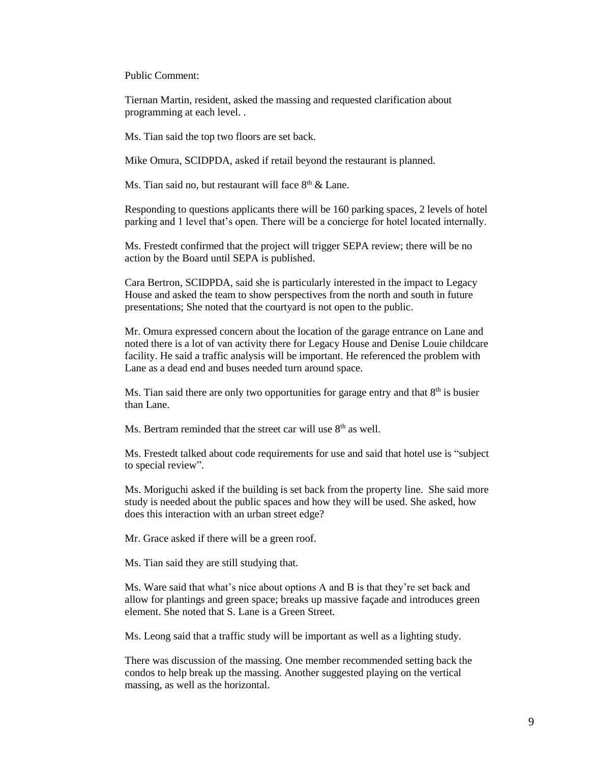Public Comment:

Tiernan Martin, resident, asked the massing and requested clarification about programming at each level. .

Ms. Tian said the top two floors are set back.

Mike Omura, SCIDPDA, asked if retail beyond the restaurant is planned.

Ms. Tian said no, but restaurant will face 8th & Lane.

Responding to questions applicants there will be 160 parking spaces, 2 levels of hotel parking and 1 level that's open. There will be a concierge for hotel located internally.

Ms. Frestedt confirmed that the project will trigger SEPA review; there will be no action by the Board until SEPA is published.

Cara Bertron, SCIDPDA, said she is particularly interested in the impact to Legacy House and asked the team to show perspectives from the north and south in future presentations; She noted that the courtyard is not open to the public.

Mr. Omura expressed concern about the location of the garage entrance on Lane and noted there is a lot of van activity there for Legacy House and Denise Louie childcare facility. He said a traffic analysis will be important. He referenced the problem with Lane as a dead end and buses needed turn around space.

Ms. Tian said there are only two opportunities for garage entry and that 8th is busier than Lane.

Ms. Bertram reminded that the street car will use 8th as well.

Ms. Frestedt talked about code requirements for use and said that hotel use is "subject to special review".

Ms. Moriguchi asked if the building is set back from the property line. She said more study is needed about the public spaces and how they will be used. She asked, how does this interaction with an urban street edge?

Mr. Grace asked if there will be a green roof.

Ms. Tian said they are still studying that.

Ms. Ware said that what's nice about options A and B is that they're set back and allow for plantings and green space; breaks up massive façade and introduces green element. She noted that S. Lane is a Green Street.

Ms. Leong said that a traffic study will be important as well as a lighting study.

There was discussion of the massing. One member recommended setting back the condos to help break up the massing. Another suggested playing on the vertical massing, as well as the horizontal.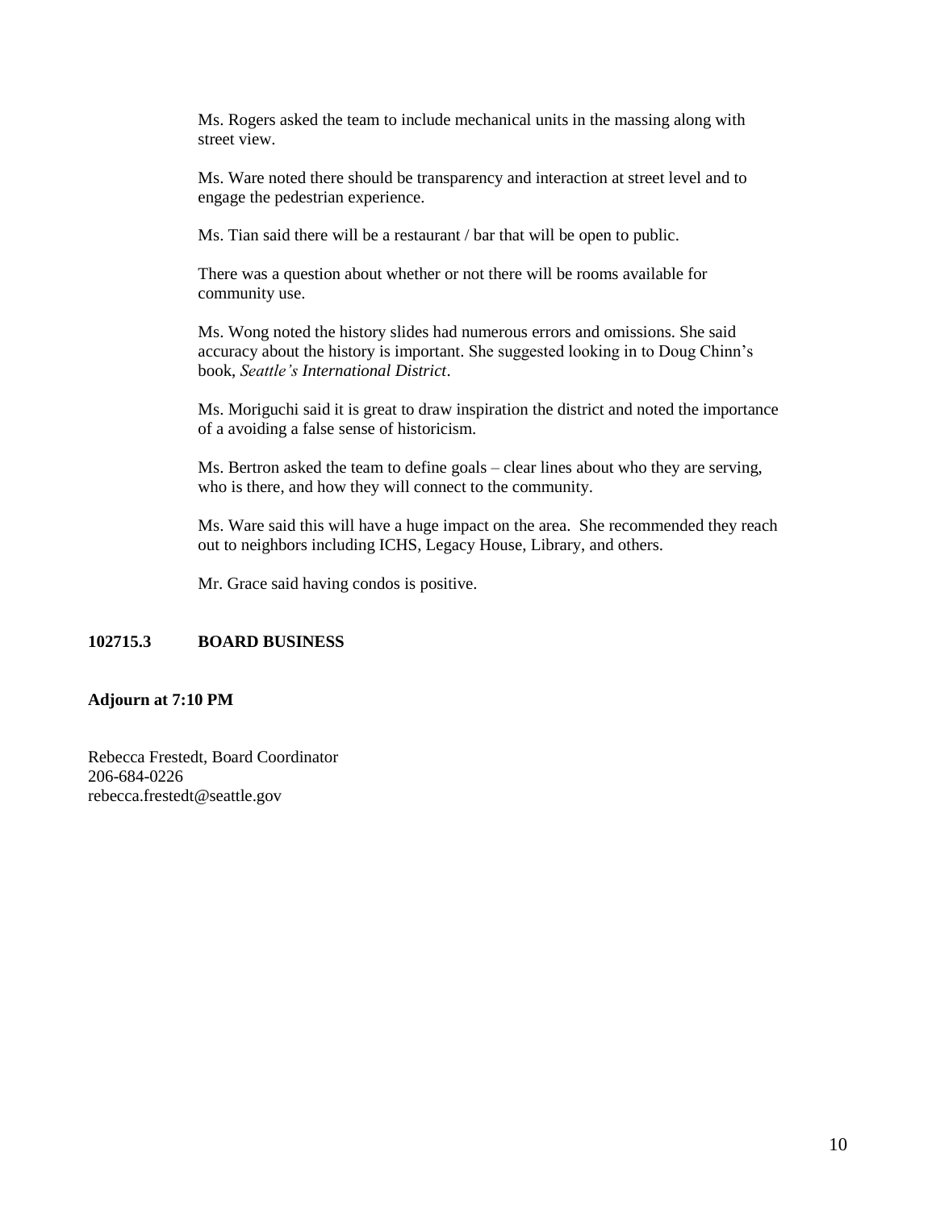Ms. Rogers asked the team to include mechanical units in the massing along with street view.

Ms. Ware noted there should be transparency and interaction at street level and to engage the pedestrian experience.

Ms. Tian said there will be a restaurant / bar that will be open to public.

There was a question about whether or not there will be rooms available for community use.

Ms. Wong noted the history slides had numerous errors and omissions. She said accuracy about the history is important. She suggested looking in to Doug Chinn's book, *Seattle's International District*.

Ms. Moriguchi said it is great to draw inspiration the district and noted the importance of a avoiding a false sense of historicism.

Ms. Bertron asked the team to define goals – clear lines about who they are serving, who is there, and how they will connect to the community.

Ms. Ware said this will have a huge impact on the area. She recommended they reach out to neighbors including ICHS, Legacy House, Library, and others.

Mr. Grace said having condos is positive.

**102715.3 BOARD BUSINESS**

**Adjourn at 7:10 PM**

Rebecca Frestedt, Board Coordinator
206-684-0226
rebecca.frestedt@seattle.gov